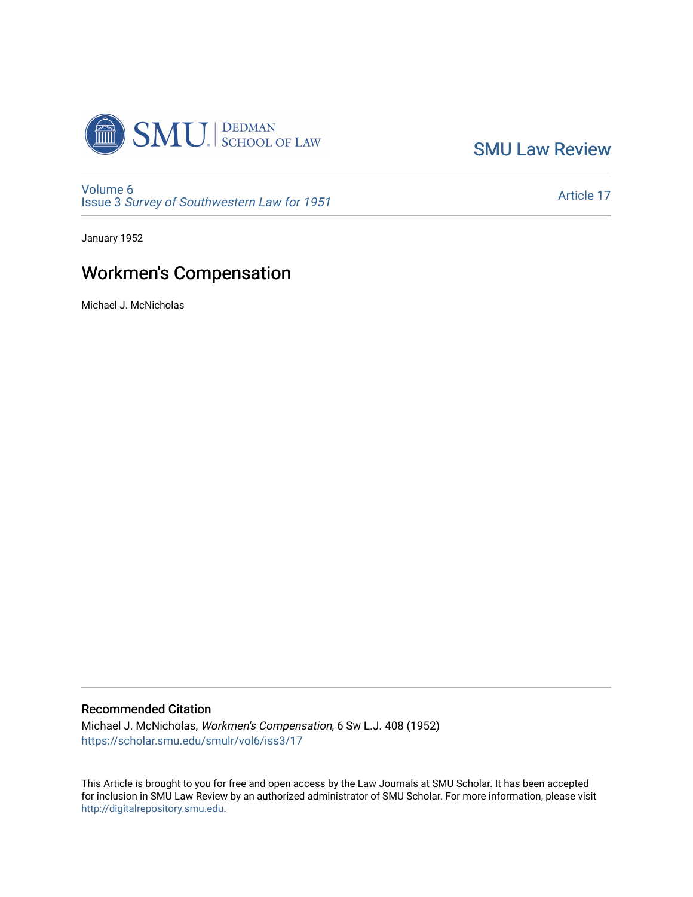SMU Law Review

Volume 6
Issue 3 *Survey of Southwestern Law for 1951*

Article 17

January 1952

# Workmen's Compensation

Michael J. McNicholas

## Recommended Citation

Michael J. McNicholas, *Workmen's Compensation*, 6 Sw L.J. 408 (1952)
https://scholar.smu.edu/smulr/vol6/iss3/17

This Article is brought to you for free and open access by the Law Journals at SMU Scholar. It has been accepted for inclusion in SMU Law Review by an authorized administrator of SMU Scholar. For more information, please visit http://digitalrepository.smu.edu.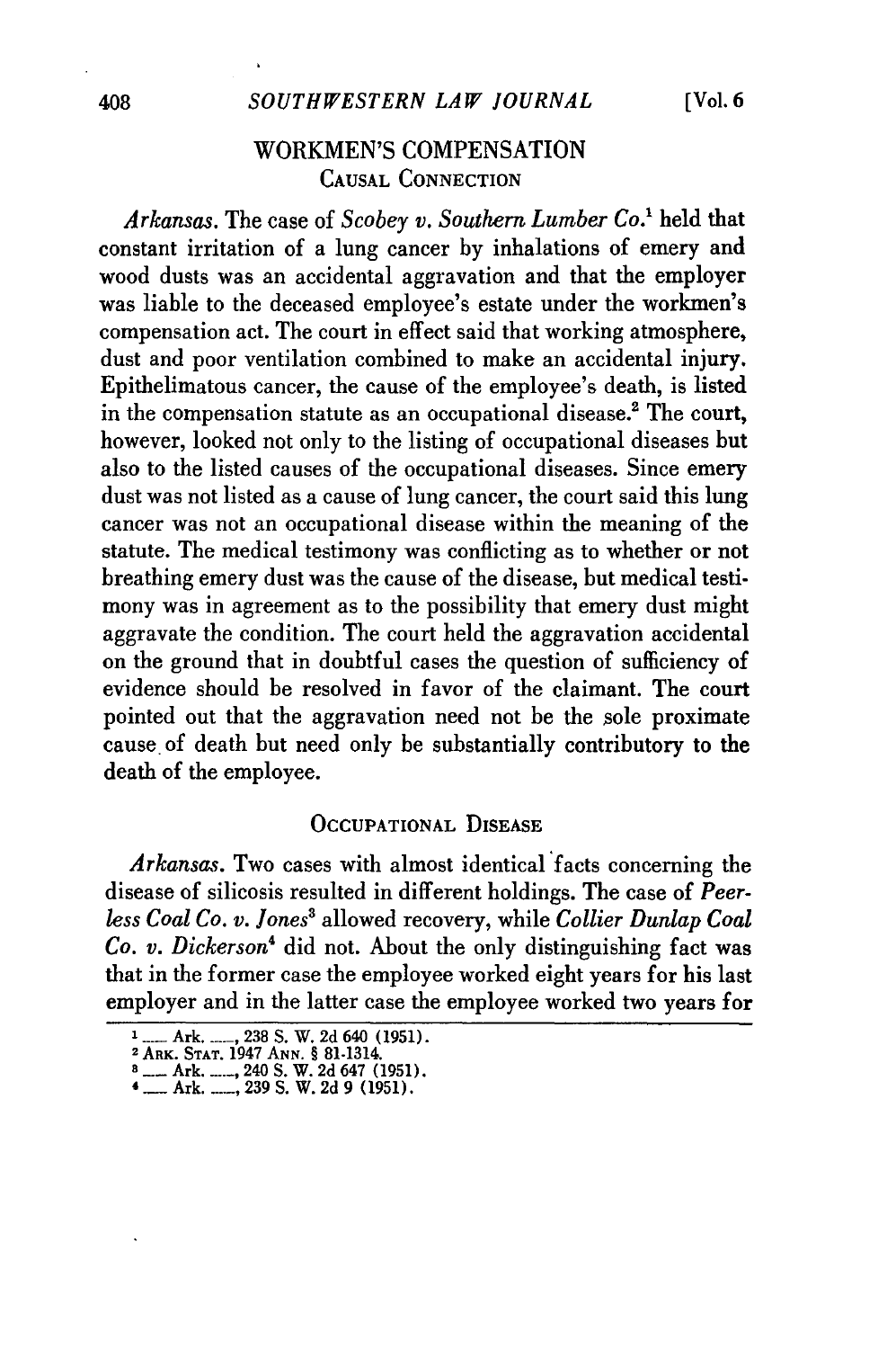## WORKMEN'S COMPENSATION

### CAUSAL CONNECTION

*Arkansas.* The case of *Scobey v. Southern Lumber Co.*[1] held that constant irritation of a lung cancer by inhalations of emery and wood dusts was an accidental aggravation and that the employer was liable to the deceased employee's estate under the workmen's compensation act. The court in effect said that working atmosphere, dust and poor ventilation combined to make an accidental injury. Epithelimatous cancer, the cause of the employee's death, is listed in the compensation statute as an occupational disease.[2] The court, however, looked not only to the listing of occupational diseases but also to the listed causes of the occupational diseases. Since emery dust was not listed as a cause of lung cancer, the court said this lung cancer was not an occupational disease within the meaning of the statute. The medical testimony was conflicting as to whether or not breathing emery dust was the cause of the disease, but medical testimony was in agreement as to the possibility that emery dust might aggravate the condition. The court held the aggravation accidental on the ground that in doubtful cases the question of sufficiency of evidence should be resolved in favor of the claimant. The court pointed out that the aggravation need not be the sole proximate cause of death but need only be substantially contributory to the death of the employee.

### OCCUPATIONAL DISEASE

*Arkansas.* Two cases with almost identical facts concerning the disease of silicosis resulted in different holdings. The case of *Peerless Coal Co. v. Jones*[3] allowed recovery, while *Collier Dunlap Coal Co. v. Dickerson*[4] did not. About the only distinguishing fact was that in the former case the employee worked eight years for his last employer and in the latter case the employee worked two years for

---

1 ___ Ark. ___, 238 S. W. 2d 640 (1951).

2 ARK. STAT. 1947 ANN. § 81-1314.

3 ___ Ark. ___, 240 S. W. 2d 647 (1951).

4 ___ Ark. ___, 239 S. W. 2d 9 (1951).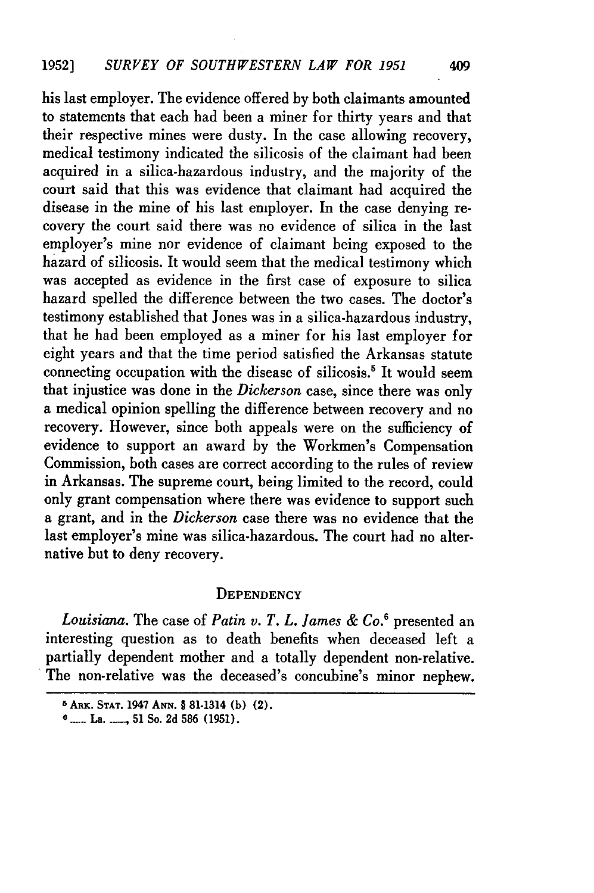his last employer. The evidence offered by both claimants amounted to statements that each had been a miner for thirty years and that their respective mines were dusty. In the case allowing recovery, medical testimony indicated the silicosis of the claimant had been acquired in a silica-hazardous industry, and the majority of the court said that this was evidence that claimant had acquired the disease in the mine of his last employer. In the case denying recovery the court said there was no evidence of silica in the last employer's mine nor evidence of claimant being exposed to the hazard of silicosis. It would seem that the medical testimony which was accepted as evidence in the first case of exposure to silica hazard spelled the difference between the two cases. The doctor's testimony established that Jones was in a silica-hazardous industry, that he had been employed as a miner for his last employer for eight years and that the time period satisfied the Arkansas statute connecting occupation with the disease of silicosis.[5] It would seem that injustice was done in the *Dickerson* case, since there was only a medical opinion spelling the difference between recovery and no recovery. However, since both appeals were on the sufficiency of evidence to support an award by the Workmen's Compensation Commission, both cases are correct according to the rules of review in Arkansas. The supreme court, being limited to the record, could only grant compensation where there was evidence to support such a grant, and in the *Dickerson* case there was no evidence that the last employer's mine was silica-hazardous. The court had no alternative but to deny recovery.

## DEPENDENCY

*Louisiana.* The case of *Patin v. T. L. James & Co.*[6] presented an interesting question as to death benefits when deceased left a partially dependent mother and a totally dependent non-relative. The non-relative was the deceased's concubine's minor nephew.

---

[5] ARK. STAT. 1947 ANN. § 81-1314 (b) (2).

[6] ___ La. ___, 51 So. 2d 586 (1951).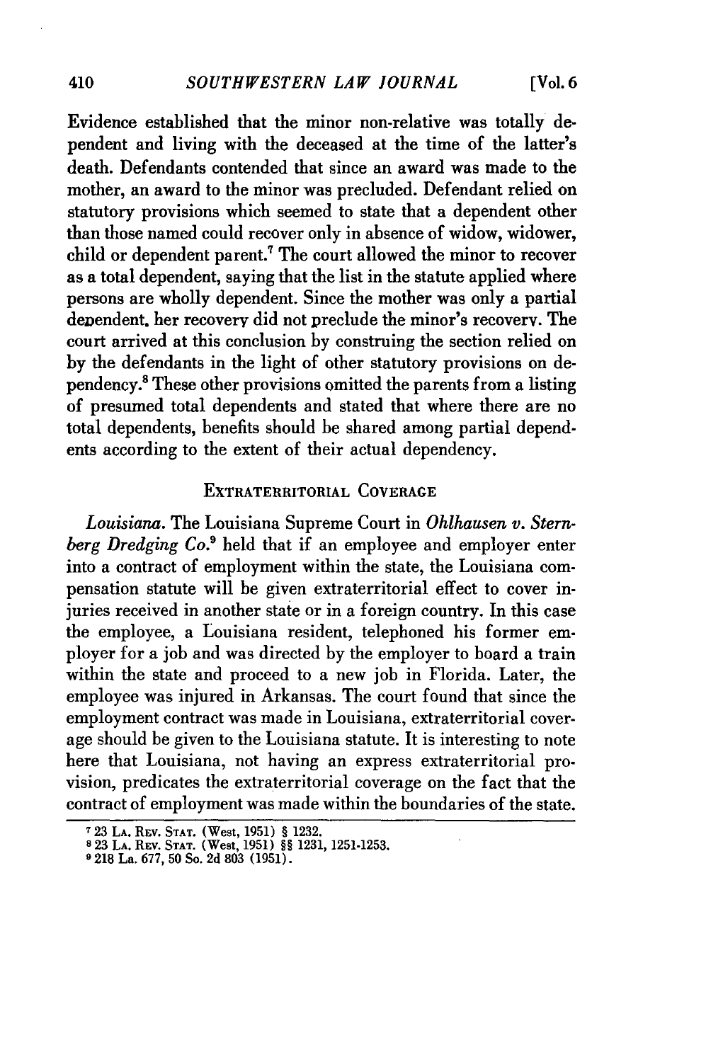Evidence established that the minor non-relative was totally dependent and living with the deceased at the time of the latter's death. Defendants contended that since an award was made to the mother, an award to the minor was precluded. Defendant relied on statutory provisions which seemed to state that a dependent other than those named could recover only in absence of widow, widower, child or dependent parent.[7] The court allowed the minor to recover as a total dependent, saying that the list in the statute applied where persons are wholly dependent. Since the mother was only a partial dependent, her recovery did not preclude the minor's recovery. The court arrived at this conclusion by construing the section relied on by the defendants in the light of other statutory provisions on dependency.[8] These other provisions omitted the parents from a listing of presumed total dependents and stated that where there are no total dependents, benefits should be shared among partial dependents according to the extent of their actual dependency.

## EXTRATERRITORIAL COVERAGE

*Louisiana.* The Louisiana Supreme Court in *Ohlhausen v. Sternberg Dredging Co.*[9] held that if an employee and employer enter into a contract of employment within the state, the Louisiana compensation statute will be given extraterritorial effect to cover injuries received in another state or in a foreign country. In this case the employee, a Louisiana resident, telephoned his former employer for a job and was directed by the employer to board a train within the state and proceed to a new job in Florida. Later, the employee was injured in Arkansas. The court found that since the employment contract was made in Louisiana, extraterritorial coverage should be given to the Louisiana statute. It is interesting to note here that Louisiana, not having an express extraterritorial provision, predicates the extraterritorial coverage on the fact that the contract of employment was made within the boundaries of the state.

---

[7] 23 LA. REV. STAT. (West, 1951) § 1232.

[8] 23 LA. REV. STAT. (West, 1951) §§ 1231, 1251-1253.

[9] 218 La. 677, 50 So. 2d 803 (1951).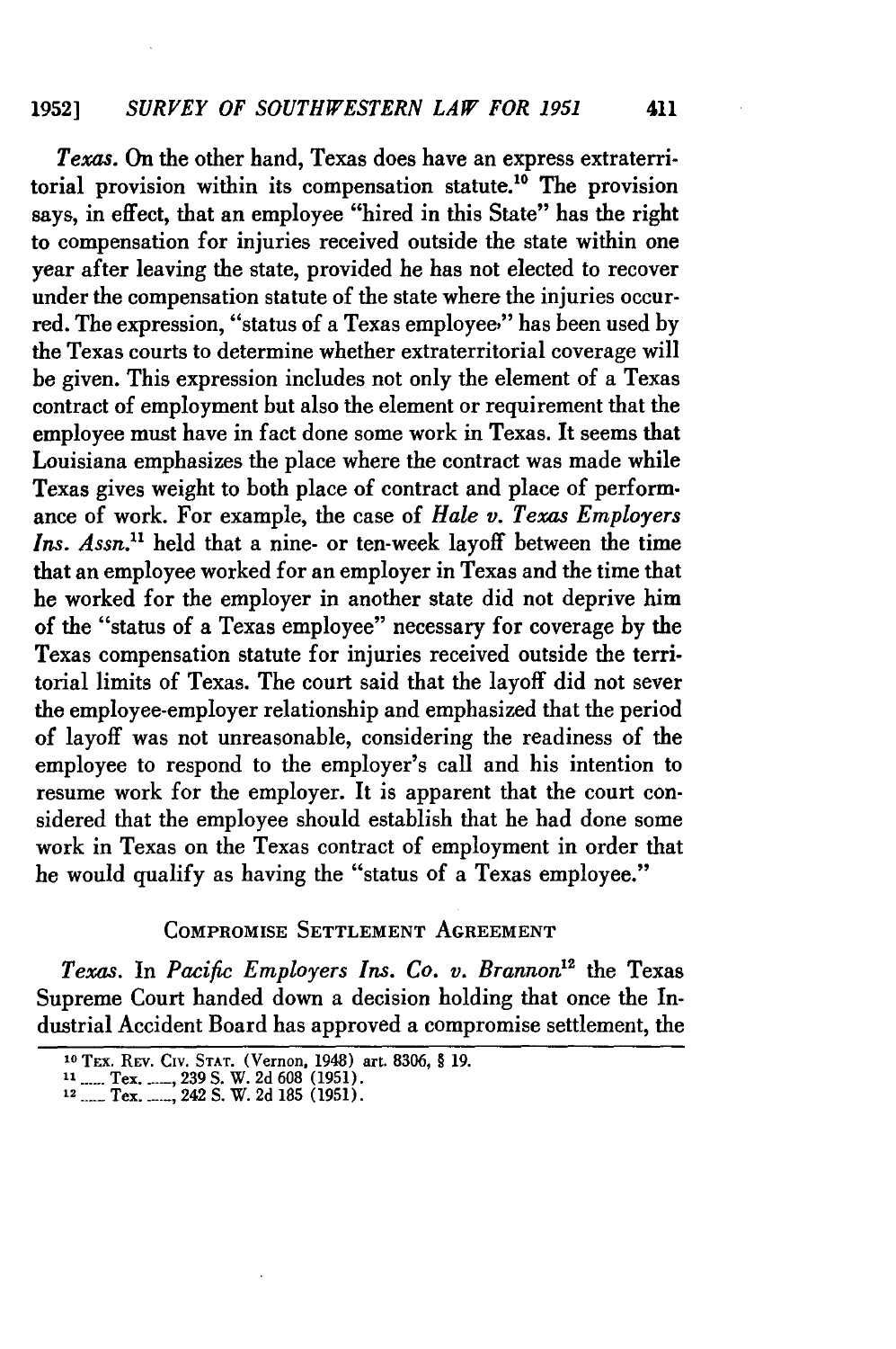*Texas.* On the other hand, Texas does have an express extraterritorial provision within its compensation statute.[10] The provision says, in effect, that an employee "hired in this State" has the right to compensation for injuries received outside the state within one year after leaving the state, provided he has not elected to recover under the compensation statute of the state where the injuries occurred. The expression, "status of a Texas employee," has been used by the Texas courts to determine whether extraterritorial coverage will be given. This expression includes not only the element of a Texas contract of employment but also the element or requirement that the employee must have in fact done some work in Texas. It seems that Louisiana emphasizes the place where the contract was made while Texas gives weight to both place of contract and place of performance of work. For example, the case of *Hale v. Texas Employers Ins. Assn.*[11] held that a nine- or ten-week layoff between the time that an employee worked for an employer in Texas and the time that he worked for the employer in another state did not deprive him of the "status of a Texas employee" necessary for coverage by the Texas compensation statute for injuries received outside the territorial limits of Texas. The court said that the layoff did not sever the employee-employer relationship and emphasized that the period of layoff was not unreasonable, considering the readiness of the employee to respond to the employer's call and his intention to resume work for the employer. It is apparent that the court considered that the employee should establish that he had done some work in Texas on the Texas contract of employment in order that he would qualify as having the "status of a Texas employee."

## COMPROMISE SETTLEMENT AGREEMENT

*Texas.* In *Pacific Employers Ins. Co. v. Brannon*[12] the Texas Supreme Court handed down a decision holding that once the Industrial Accident Board has approved a compromise settlement, the

---

[10] TEX. REV. CIV. STAT. (Vernon, 1948) art. 8306, § 19.

[11] \_\_\_ Tex. \_\_\_, 239 S. W. 2d 608 (1951).

[12] \_\_\_ Tex. \_\_\_, 242 S. W. 2d 185 (1951).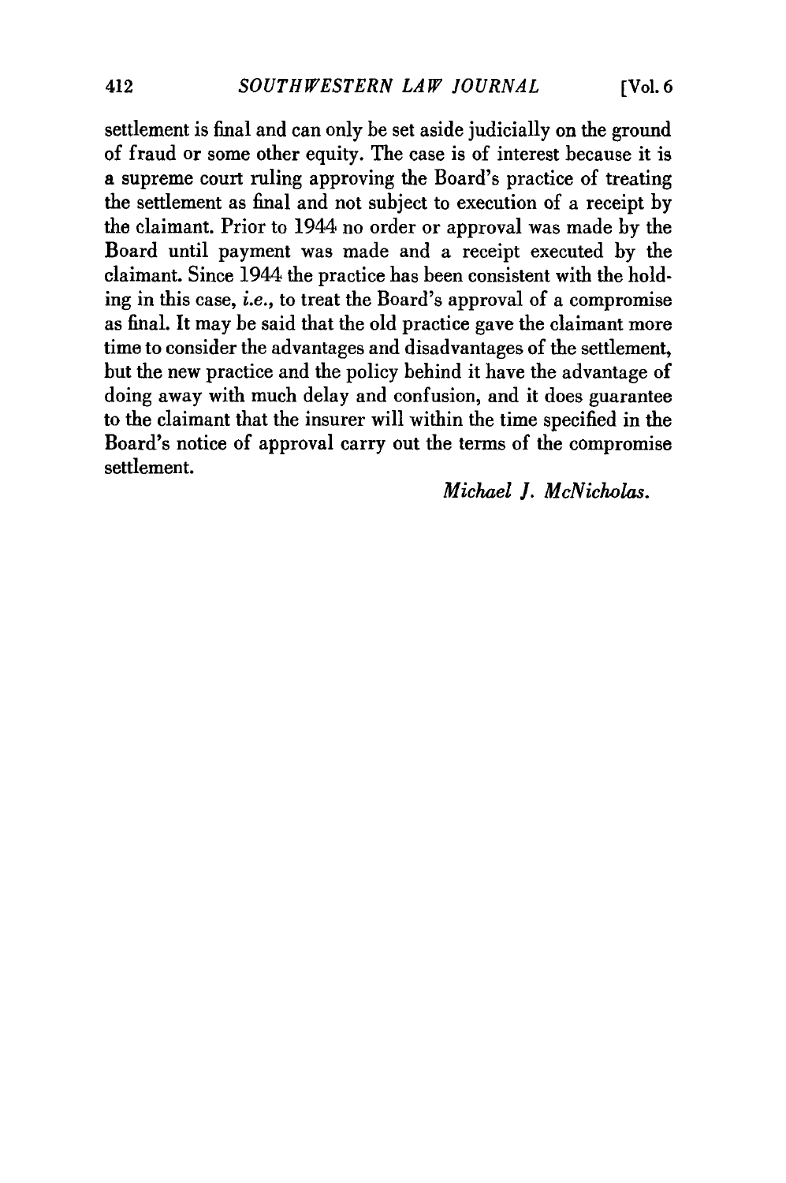settlement is final and can only be set aside judicially on the ground of fraud or some other equity. The case is of interest because it is a supreme court ruling approving the Board's practice of treating the settlement as final and not subject to execution of a receipt by the claimant. Prior to 1944 no order or approval was made by the Board until payment was made and a receipt executed by the claimant. Since 1944 the practice has been consistent with the holding in this case, *i.e.*, to treat the Board's approval of a compromise as final. It may be said that the old practice gave the claimant more time to consider the advantages and disadvantages of the settlement, but the new practice and the policy behind it have the advantage of doing away with much delay and confusion, and it does guarantee to the claimant that the insurer will within the time specified in the Board's notice of approval carry out the terms of the compromise settlement.

*Michael J. McNicholas.*